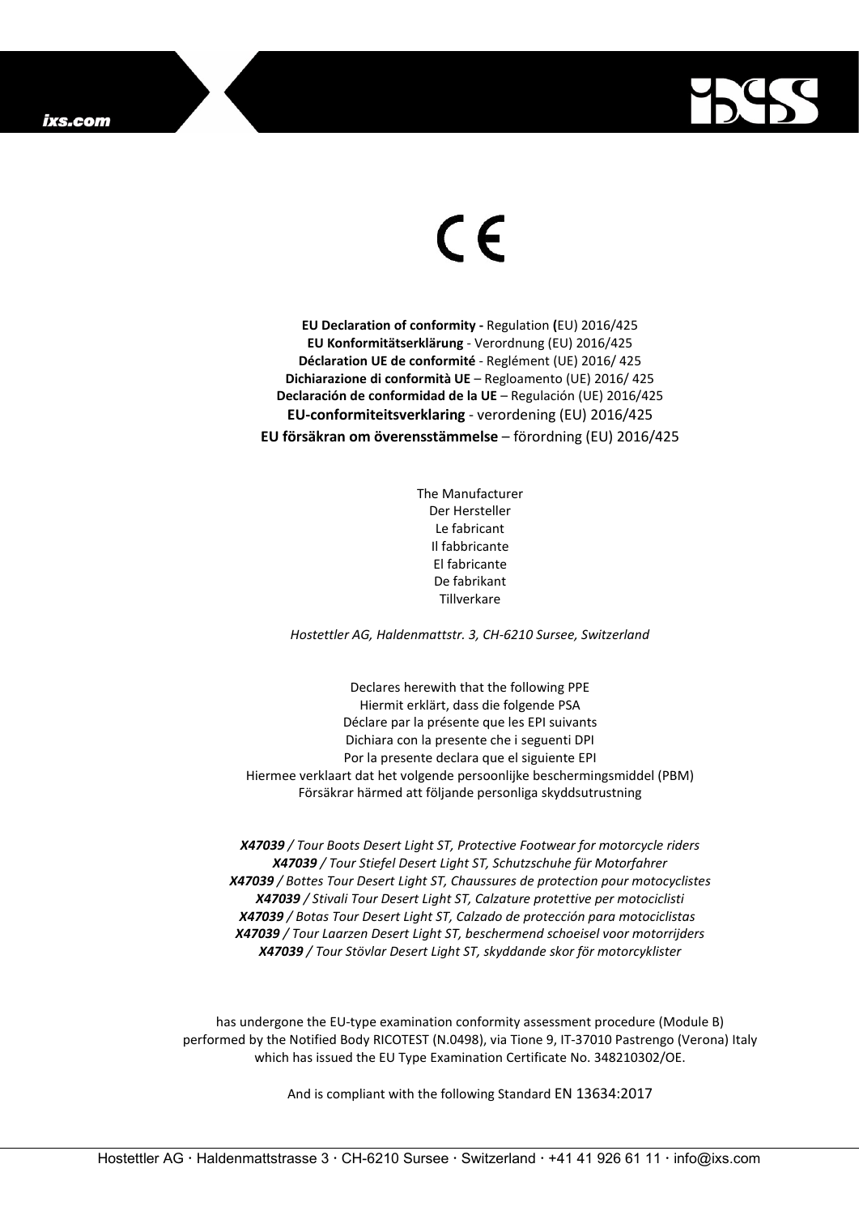CE

**EU Declaration of conformity -** Regulation **(**EU) 2016/425
**EU Konformitätserklärung** - Verordnung (EU) 2016/425
**Déclaration UE de conformité** - Reglément (UE) 2016/ 425
**Dichiarazione di conformità UE** – Regloamento (UE) 2016/ 425
**Declaración de conformidad de la UE** – Regulación (UE) 2016/425
**EU-conformiteitsverklaring** - verordening (EU) 2016/425
**EU försäkran om överensstämmelse** – förordning (EU) 2016/425

The Manufacturer
Der Hersteller
Le fabricant
Il fabbricante
El fabricante
De fabrikant
Tillverkare

*Hostettler AG, Haldenmattstr. 3, CH-6210 Sursee, Switzerland*

Declares herewith that the following PPE
Hiermit erklärt, dass die folgende PSA
Déclare par la présente que les EPI suivants
Dichiara con la presente che i seguenti DPI
Por la presente declara que el siguiente EPI
Hiermee verklaart dat het volgende persoonlijke beschermingsmiddel (PBM)
Försäkrar härmed att följande personliga skyddsutrustning

***X47039** / Tour Boots Desert Light ST, Protective Footwear for motorcycle riders*
***X47039** / Tour Stiefel Desert Light ST, Schutzschuhe für Motorfahrer*
***X47039** / Bottes Tour Desert Light ST, Chaussures de protection pour motocyclistes*
***X47039** / Stivali Tour Desert Light ST, Calzature protettive per motociclisti*
***X47039** / Botas Tour Desert Light ST, Calzado de protección para motociclistas*
***X47039** / Tour Laarzen Desert Light ST, beschermend schoeisel voor motorrijders*
***X47039** / Tour Stövlar Desert Light ST, skyddande skor för motorcyklister*

has undergone the EU-type examination conformity assessment procedure (Module B) performed by the Notified Body RICOTEST (N.0498), via Tione 9, IT-37010 Pastrengo (Verona) Italy which has issued the EU Type Examination Certificate No. 348210302/OE.

And is compliant with the following Standard EN 13634:2017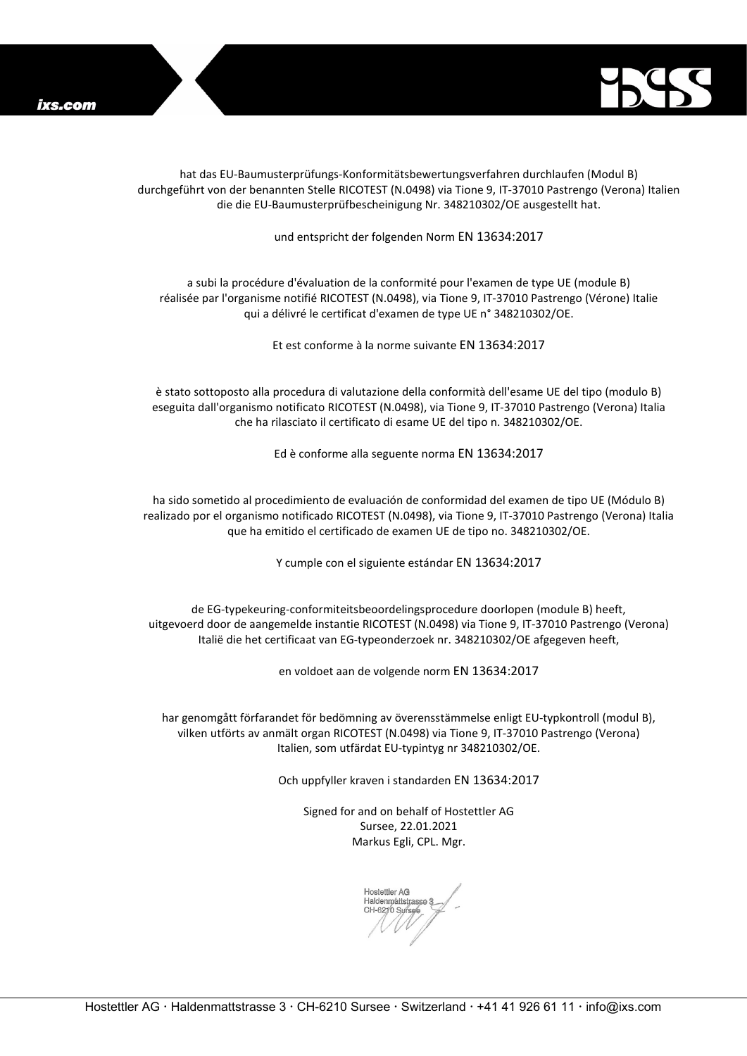hat das EU-Baumusterprüfungs-Konformitätsbewertungsverfahren durchlaufen (Modul B) durchgeführt von der benannten Stelle RICOTEST (N.0498) via Tione 9, IT-37010 Pastrengo (Verona) Italien die die EU-Baumusterprüfbescheinigung Nr. 348210302/OE ausgestellt hat.

und entspricht der folgenden Norm EN 13634:2017

a subi la procédure d'évaluation de la conformité pour l'examen de type UE (module B) réalisée par l'organisme notifié RICOTEST (N.0498), via Tione 9, IT-37010 Pastrengo (Vérone) Italie qui a délivré le certificat d'examen de type UE n° 348210302/OE.

Et est conforme à la norme suivante EN 13634:2017

è stato sottoposto alla procedura di valutazione della conformità dell'esame UE del tipo (modulo B) eseguita dall'organismo notificato RICOTEST (N.0498), via Tione 9, IT-37010 Pastrengo (Verona) Italia che ha rilasciato il certificato di esame UE del tipo n. 348210302/OE.

Ed è conforme alla seguente norma EN 13634:2017

ha sido sometido al procedimiento de evaluación de conformidad del examen de tipo UE (Módulo B) realizado por el organismo notificado RICOTEST (N.0498), via Tione 9, IT-37010 Pastrengo (Verona) Italia que ha emitido el certificado de examen UE de tipo no. 348210302/OE.

Y cumple con el siguiente estándar EN 13634:2017

de EG-typekeuring-conformiteitsbeoordelingsprocedure doorlopen (module B) heeft, uitgevoerd door de aangemelde instantie RICOTEST (N.0498) via Tione 9, IT-37010 Pastrengo (Verona) Italië die het certificaat van EG-typeonderzoek nr. 348210302/OE afgegeven heeft,

en voldoet aan de volgende norm EN 13634:2017

har genomgått förfarandet för bedömning av överensstämmelse enligt EU-typkontroll (modul B), vilken utförts av anmält organ RICOTEST (N.0498) via Tione 9, IT-37010 Pastrengo (Verona) Italien, som utfärdat EU-typintyg nr 348210302/OE.

Och uppfyller kraven i standarden EN 13634:2017

Signed for and on behalf of Hostettler AG
Sursee, 22.01.2021
Markus Egli, CPL. Mgr.

Hostettler AG
Haldenmattstrasse 3
CH-6210 Sursee

Hostettler AG · Haldenmattstrasse 3 · CH-6210 Sursee · Switzerland · +41 41 926 61 11 · info@ixs.com